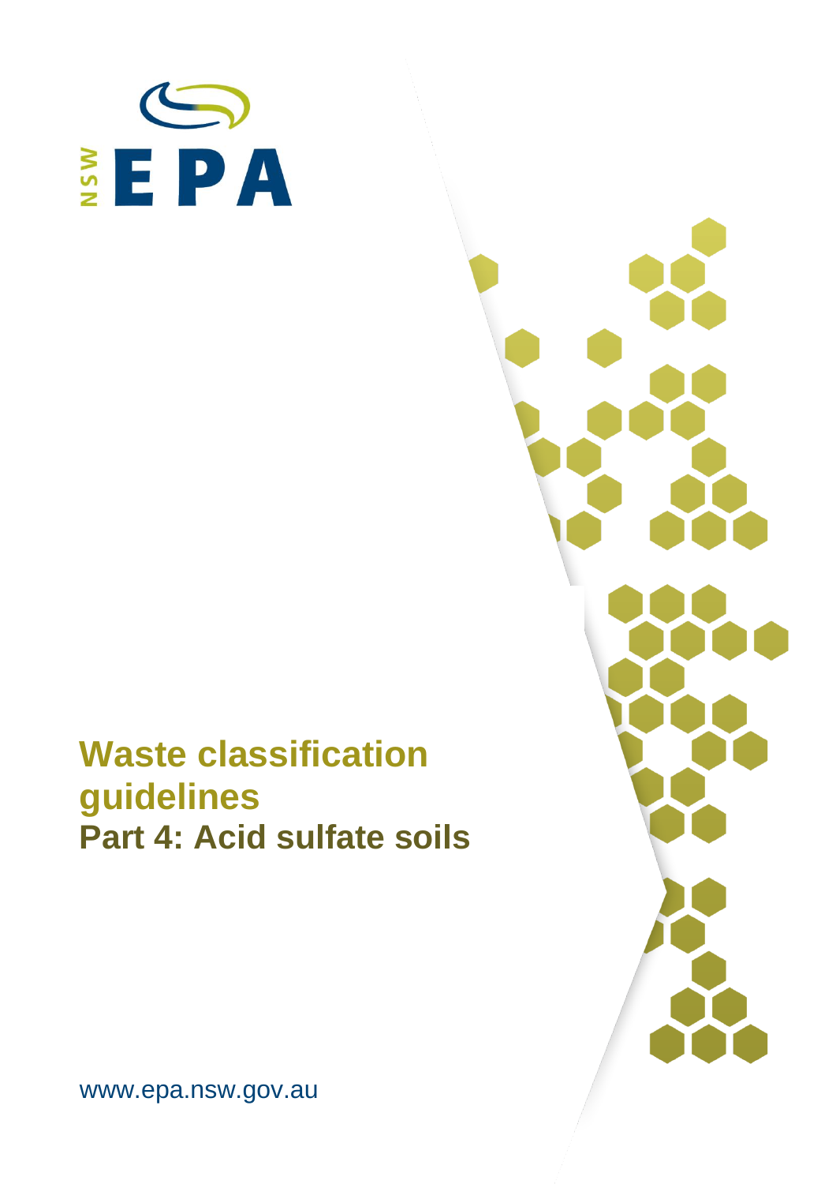NSW EPA

# Waste classification guidelines

## Part 4: Acid sulfate soils

www.epa.nsw.gov.au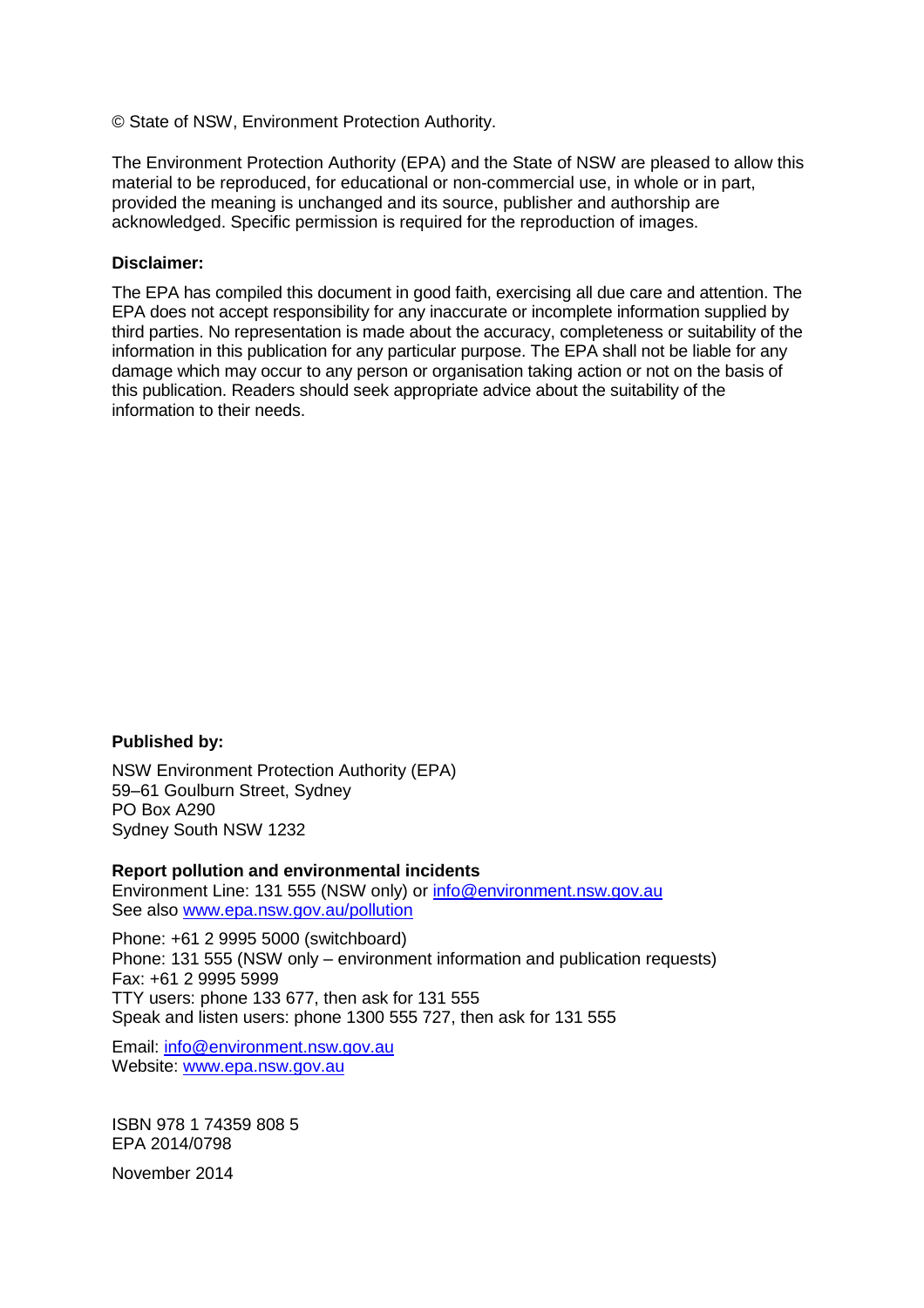© State of NSW, Environment Protection Authority.

The Environment Protection Authority (EPA) and the State of NSW are pleased to allow this material to be reproduced, for educational or non-commercial use, in whole or in part, provided the meaning is unchanged and its source, publisher and authorship are acknowledged. Specific permission is required for the reproduction of images.

**Disclaimer:**

The EPA has compiled this document in good faith, exercising all due care and attention. The EPA does not accept responsibility for any inaccurate or incomplete information supplied by third parties. No representation is made about the accuracy, completeness or suitability of the information in this publication for any particular purpose. The EPA shall not be liable for any damage which may occur to any person or organisation taking action or not on the basis of this publication. Readers should seek appropriate advice about the suitability of the information to their needs.

**Published by:**

NSW Environment Protection Authority (EPA)
59–61 Goulburn Street, Sydney
PO Box A290
Sydney South NSW 1232

**Report pollution and environmental incidents**
Environment Line: 131 555 (NSW only) or info@environment.nsw.gov.au
See also www.epa.nsw.gov.au/pollution

Phone: +61 2 9995 5000 (switchboard)
Phone: 131 555 (NSW only – environment information and publication requests)
Fax: +61 2 9995 5999
TTY users: phone 133 677, then ask for 131 555
Speak and listen users: phone 1300 555 727, then ask for 131 555

Email: info@environment.nsw.gov.au
Website: www.epa.nsw.gov.au

ISBN 978 1 74359 808 5
EPA 2014/0798

November 2014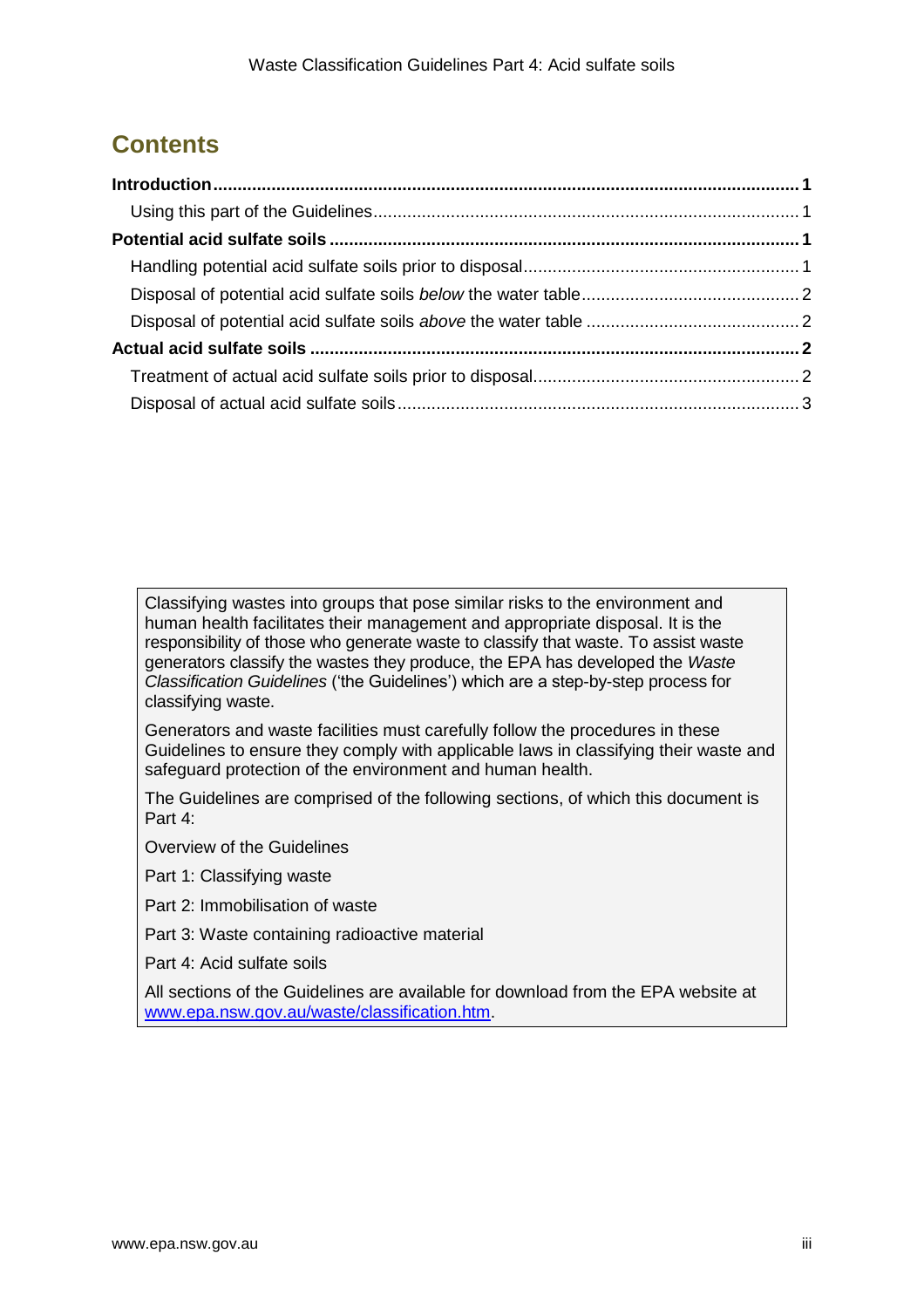# Contents

**Introduction**........................................................................................................................ **1**

Using this part of the Guidelines......................................................................................... 1

**Potential acid sulfate soils**................................................................................................ **1**

Handling potential acid sulfate soils prior to disposal........................................................ 1

Disposal of potential acid sulfate soils *below* the water table............................................. 2

Disposal of potential acid sulfate soils *above* the water table ............................................ 2

**Actual acid sulfate soils**.................................................................................................... **2**

Treatment of actual acid sulfate soils prior to disposal....................................................... 2

Disposal of actual acid sulfate soils.................................................................................... 3

Classifying wastes into groups that pose similar risks to the environment and human health facilitates their management and appropriate disposal. It is the responsibility of those who generate waste to classify that waste. To assist waste generators classify the wastes they produce, the EPA has developed the *Waste Classification Guidelines* ('the Guidelines') which are a step-by-step process for classifying waste.

Generators and waste facilities must carefully follow the procedures in these Guidelines to ensure they comply with applicable laws in classifying their waste and safeguard protection of the environment and human health.

The Guidelines are comprised of the following sections, of which this document is Part 4:

Overview of the Guidelines

Part 1: Classifying waste

Part 2: Immobilisation of waste

Part 3: Waste containing radioactive material

Part 4: Acid sulfate soils

All sections of the Guidelines are available for download from the EPA website at www.epa.nsw.gov.au/waste/classification.htm.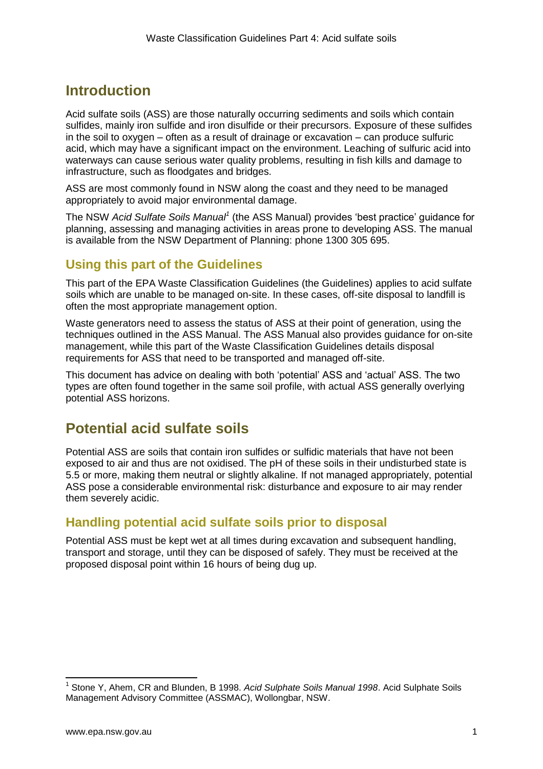# Introduction

Acid sulfate soils (ASS) are those naturally occurring sediments and soils which contain sulfides, mainly iron sulfide and iron disulfide or their precursors. Exposure of these sulfides in the soil to oxygen – often as a result of drainage or excavation – can produce sulfuric acid, which may have a significant impact on the environment. Leaching of sulfuric acid into waterways can cause serious water quality problems, resulting in fish kills and damage to infrastructure, such as floodgates and bridges.

ASS are most commonly found in NSW along the coast and they need to be managed appropriately to avoid major environmental damage.

The NSW *Acid Sulfate Soils Manual*[1] (the ASS Manual) provides 'best practice' guidance for planning, assessing and managing activities in areas prone to developing ASS. The manual is available from the NSW Department of Planning: phone 1300 305 695.

## Using this part of the Guidelines

This part of the EPA Waste Classification Guidelines (the Guidelines) applies to acid sulfate soils which are unable to be managed on-site. In these cases, off-site disposal to landfill is often the most appropriate management option.

Waste generators need to assess the status of ASS at their point of generation, using the techniques outlined in the ASS Manual. The ASS Manual also provides guidance for on-site management, while this part of the Waste Classification Guidelines details disposal requirements for ASS that need to be transported and managed off-site.

This document has advice on dealing with both 'potential' ASS and 'actual' ASS. The two types are often found together in the same soil profile, with actual ASS generally overlying potential ASS horizons.

# Potential acid sulfate soils

Potential ASS are soils that contain iron sulfides or sulfidic materials that have not been exposed to air and thus are not oxidised. The pH of these soils in their undisturbed state is 5.5 or more, making them neutral or slightly alkaline. If not managed appropriately, potential ASS pose a considerable environmental risk: disturbance and exposure to air may render them severely acidic.

## Handling potential acid sulfate soils prior to disposal

Potential ASS must be kept wet at all times during excavation and subsequent handling, transport and storage, until they can be disposed of safely. They must be received at the proposed disposal point within 16 hours of being dug up.

---

[1] Stone Y, Ahem, CR and Blunden, B 1998. *Acid Sulphate Soils Manual 1998*. Acid Sulphate Soils Management Advisory Committee (ASSMAC), Wollongbar, NSW.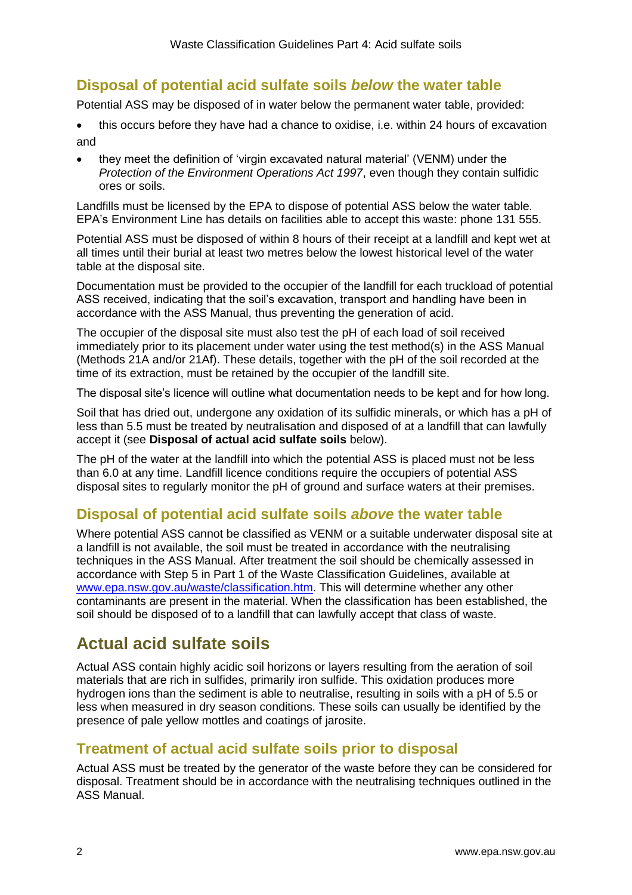## Disposal of potential acid sulfate soils *below* the water table

Potential ASS may be disposed of in water below the permanent water table, provided:

- this occurs before they have had a chance to oxidise, i.e. within 24 hours of excavation

and

- they meet the definition of 'virgin excavated natural material' (VENM) under the *Protection of the Environment Operations Act 1997*, even though they contain sulfidic ores or soils.

Landfills must be licensed by the EPA to dispose of potential ASS below the water table. EPA's Environment Line has details on facilities able to accept this waste: phone 131 555.

Potential ASS must be disposed of within 8 hours of their receipt at a landfill and kept wet at all times until their burial at least two metres below the lowest historical level of the water table at the disposal site.

Documentation must be provided to the occupier of the landfill for each truckload of potential ASS received, indicating that the soil's excavation, transport and handling have been in accordance with the ASS Manual, thus preventing the generation of acid.

The occupier of the disposal site must also test the pH of each load of soil received immediately prior to its placement under water using the test method(s) in the ASS Manual (Methods 21A and/or 21Af). These details, together with the pH of the soil recorded at the time of its extraction, must be retained by the occupier of the landfill site.

The disposal site's licence will outline what documentation needs to be kept and for how long.

Soil that has dried out, undergone any oxidation of its sulfidic minerals, or which has a pH of less than 5.5 must be treated by neutralisation and disposed of at a landfill that can lawfully accept it (see **Disposal of actual acid sulfate soils** below).

The pH of the water at the landfill into which the potential ASS is placed must not be less than 6.0 at any time. Landfill licence conditions require the occupiers of potential ASS disposal sites to regularly monitor the pH of ground and surface waters at their premises.

## Disposal of potential acid sulfate soils *above* the water table

Where potential ASS cannot be classified as VENM or a suitable underwater disposal site at a landfill is not available, the soil must be treated in accordance with the neutralising techniques in the ASS Manual. After treatment the soil should be chemically assessed in accordance with Step 5 in Part 1 of the Waste Classification Guidelines, available at [www.epa.nsw.gov.au/waste/classification.htm](www.epa.nsw.gov.au/waste/classification.htm). This will determine whether any other contaminants are present in the material. When the classification has been established, the soil should be disposed of to a landfill that can lawfully accept that class of waste.

# Actual acid sulfate soils

Actual ASS contain highly acidic soil horizons or layers resulting from the aeration of soil materials that are rich in sulfides, primarily iron sulfide. This oxidation produces more hydrogen ions than the sediment is able to neutralise, resulting in soils with a pH of 5.5 or less when measured in dry season conditions. These soils can usually be identified by the presence of pale yellow mottles and coatings of jarosite.

## Treatment of actual acid sulfate soils prior to disposal

Actual ASS must be treated by the generator of the waste before they can be considered for disposal. Treatment should be in accordance with the neutralising techniques outlined in the ASS Manual.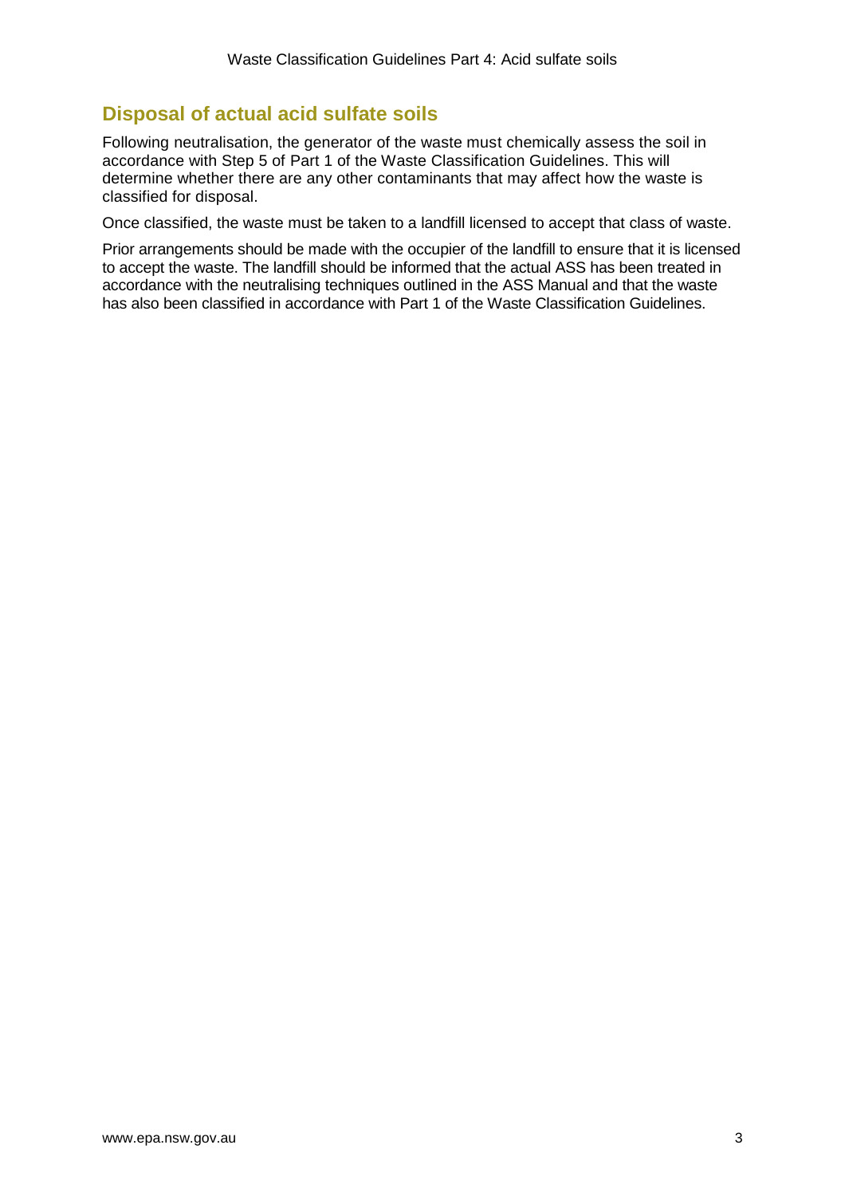## Disposal of actual acid sulfate soils

Following neutralisation, the generator of the waste must chemically assess the soil in accordance with Step 5 of Part 1 of the Waste Classification Guidelines. This will determine whether there are any other contaminants that may affect how the waste is classified for disposal.

Once classified, the waste must be taken to a landfill licensed to accept that class of waste.

Prior arrangements should be made with the occupier of the landfill to ensure that it is licensed to accept the waste. The landfill should be informed that the actual ASS has been treated in accordance with the neutralising techniques outlined in the ASS Manual and that the waste has also been classified in accordance with Part 1 of the Waste Classification Guidelines.